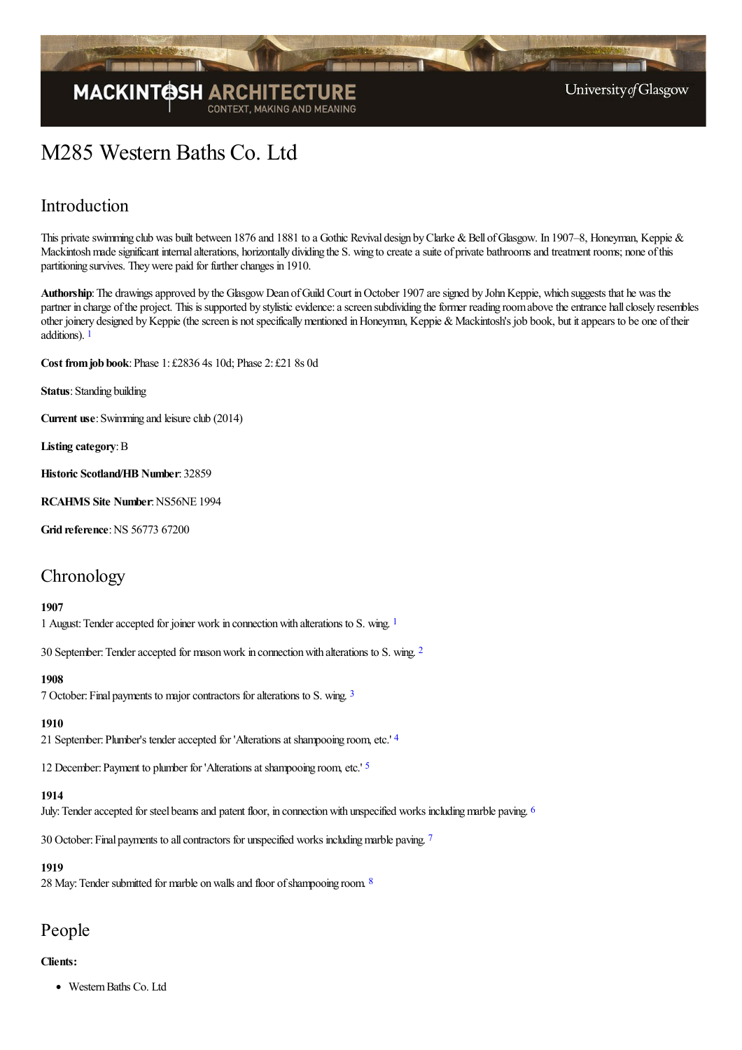# M285 Western Baths Co. Ltd

## Introduction

This private swimming club was built between 1876 and 1881 to a Gothic Revival design by Clarke & Bell of Glasgow. In 1907–8, Honeyman, Keppie & Mackintosh made significant internal alterations, horizontally dividing the S. wing to create a suite of private bathrooms and treatment rooms; none of this partitioning survives. They were paid for further changes in 1910.

**Authorship**: The drawings approved by the Glasgow Dean of Guild Court in October 1907 are signed by John Keppie, which suggests that he was the partner in charge of the project. This is supported by stylistic evidence: a screen subdividing the former reading room above the entrance hall closely resembles other joinery designed by Keppie (the screen is not specifically mentioned in Honeyman, Keppie & Mackintosh's job book, but it appears to be one of their additions). [1]

**Cost from job book**: Phase 1: £2836 4s 10d; Phase 2: £21 8s 0d

**Status**: Standing building

**Current use**: Swimming and leisure club (2014)

**Listing category**: B

**Historic Scotland/HB Number**: 32859

**RCAHMS Site Number**: NS56NE 1994

**Grid reference**: NS 56773 67200

## Chronology

**1907**

1 August: Tender accepted for joiner work in connection with alterations to S. wing. [1]

30 September: Tender accepted for mason work in connection with alterations to S. wing. [2]

**1908**

7 October: Final payments to major contractors for alterations to S. wing. [3]

**1910**

21 September: Plumber's tender accepted for 'Alterations at shampooing room, etc.' [4]

12 December: Payment to plumber for 'Alterations at shampooing room, etc.' [5]

**1914**

July: Tender accepted for steel beams and patent floor, in connection with unspecified works including marble paving. [6]

30 October: Final payments to all contractors for unspecified works including marble paving. [7]

**1919**

28 May: Tender submitted for marble on walls and floor of shampooing room. [8]

## People

**Clients:**

- Western Baths Co. Ltd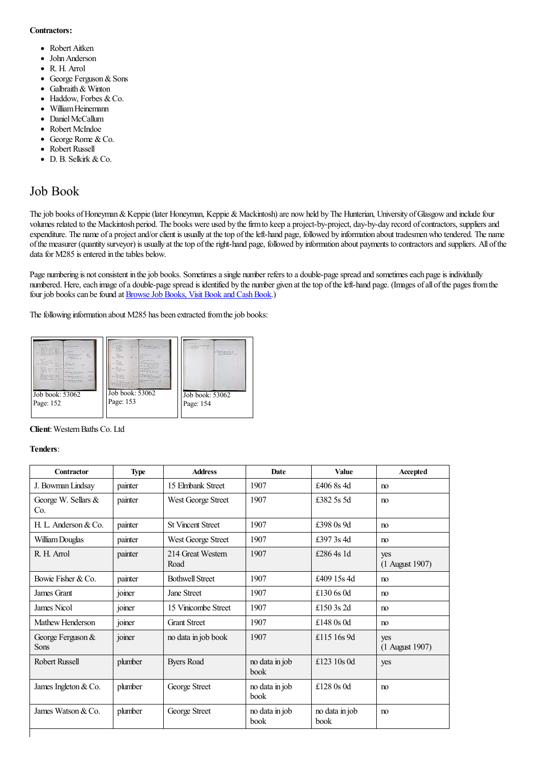**Contractors:**

- Robert Aitken
- John Anderson
- R. H. Arrol
- George Ferguson & Sons
- Galbraith & Winton
- Haddow, Forbes & Co.
- William Heinemann
- Daniel McCallum
- Robert McIndoe
- George Rome & Co.
- Robert Russell
- D. B. Selkirk & Co.

## Job Book

The job books of Honeyman & Keppie (later Honeyman, Keppie & Mackintosh) are now held by The Hunterian, University of Glasgow and include four volumes related to the Mackintosh period. The books were used by the firm to keep a project-by-project, day-by-day record of contractors, suppliers and expenditure. The name of a project and/or client is usually at the top of the left-hand page, followed by information about tradesmen who tendered. The name of the measurer (quantity surveyor) is usually at the top of the right-hand page, followed by information about payments to contractors and suppliers. All of the data for M285 is entered in the tables below.

Page numbering is not consistent in the job books. Sometimes a single number refers to a double-page spread and sometimes each page is individually numbered. Here, each image of a double-page spread is identified by the number given at the top of the left-hand page. (Images of all of the pages from the four job books can be found at Browse Job Books, Visit Book and Cash Book.)

The following information about M285 has been extracted from the job books:

Job book: 53062
Page: 152

Job book: 53062
Page: 153

Job book: 53062
Page: 154

**Client**: Western Baths Co. Ltd

**Tenders**:

| Contractor | Type | Address | Date | Value | Accepted |
|---|---|---|---|---|---|
| J. Bowman Lindsay | painter | 15 Elmbank Street | 1907 | £406 8s 4d | no |
| George W. Sellars & Co. | painter | West George Street | 1907 | £382 5s 5d | no |
| H. L. Anderson & Co. | painter | St Vincent Street | 1907 | £398 0s 9d | no |
| William Douglas | painter | West George Street | 1907 | £397 3s 4d | no |
| R. H. Arrol | painter | 214 Great Western Road | 1907 | £286 4s 1d | yes (1 August 1907) |
| Bowie Fisher & Co. | painter | Bothwell Street | 1907 | £409 15s 4d | no |
| James Grant | joiner | Jane Street | 1907 | £130 6s 0d | no |
| James Nicol | joiner | 15 Vinicombe Street | 1907 | £150 3s 2d | no |
| Mathew Henderson | joiner | Grant Street | 1907 | £148 0s 0d | no |
| George Ferguson & Sons | joiner | no data in job book | 1907 | £115 16s 9d | yes (1 August 1907) |
| Robert Russell | plumber | Byers Road | no data in job book | £123 10s 0d | yes |
| James Ingleton & Co. | plumber | George Street | no data in job book | £128 0s 0d | no |
| James Watson & Co. | plumber | George Street | no data in job book | no data in job book | no |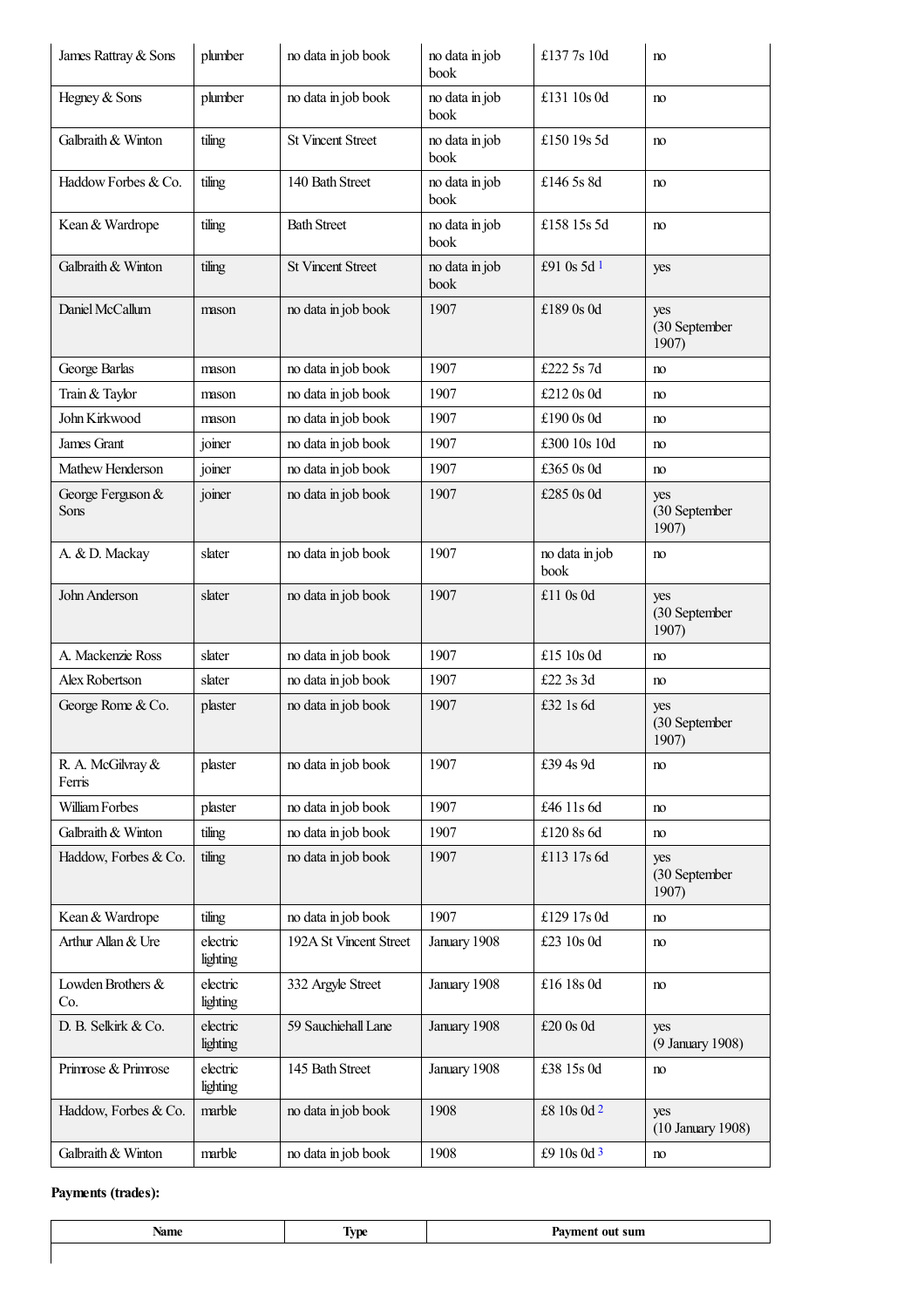| | | | | | |
|---|---|---|---|---|---|
| James Rattray & Sons | plumber | no data in job book | no data in job book | £137 7s 10d | no |
| Hegney & Sons | plumber | no data in job book | no data in job book | £131 10s 0d | no |
| Galbraith & Winton | tiling | St Vincent Street | no data in job book | £150 19s 5d | no |
| Haddow Forbes & Co. | tiling | 140 Bath Street | no data in job book | £146 5s 8d | no |
| Kean & Wardrope | tiling | Bath Street | no data in job book | £158 15s 5d | no |
| Galbraith & Winton | tiling | St Vincent Street | no data in job book | £91 0s 5d [1] | yes |
| Daniel McCallum | mason | no data in job book | 1907 | £189 0s 0d | yes (30 September 1907) |
| George Barlas | mason | no data in job book | 1907 | £222 5s 7d | no |
| Train & Taylor | mason | no data in job book | 1907 | £212 0s 0d | no |
| John Kirkwood | mason | no data in job book | 1907 | £190 0s 0d | no |
| James Grant | joiner | no data in job book | 1907 | £300 10s 10d | no |
| Mathew Henderson | joiner | no data in job book | 1907 | £365 0s 0d | no |
| George Ferguson & Sons | joiner | no data in job book | 1907 | £285 0s 0d | yes (30 September 1907) |
| A. & D. Mackay | slater | no data in job book | 1907 | no data in job book | no |
| John Anderson | slater | no data in job book | 1907 | £11 0s 0d | yes (30 September 1907) |
| A. Mackenzie Ross | slater | no data in job book | 1907 | £15 10s 0d | no |
| Alex Robertson | slater | no data in job book | 1907 | £22 3s 3d | no |
| George Rome & Co. | plaster | no data in job book | 1907 | £32 1s 6d | yes (30 September 1907) |
| R. A. McGilvray & Ferris | plaster | no data in job book | 1907 | £39 4s 9d | no |
| William Forbes | plaster | no data in job book | 1907 | £46 11s 6d | no |
| Galbraith & Winton | tiling | no data in job book | 1907 | £120 8s 6d | no |
| Haddow, Forbes & Co. | tiling | no data in job book | 1907 | £113 17s 6d | yes (30 September 1907) |
| Kean & Wardrope | tiling | no data in job book | 1907 | £129 17s 0d | no |
| Arthur Allan & Ure | electric lighting | 192A St Vincent Street | January 1908 | £23 10s 0d | no |
| Lowden Brothers & Co. | electric lighting | 332 Argyle Street | January 1908 | £16 18s 0d | no |
| D. B. Selkirk & Co. | electric lighting | 59 Sauchiehall Lane | January 1908 | £20 0s 0d | yes (9 January 1908) |
| Primrose & Primrose | electric lighting | 145 Bath Street | January 1908 | £38 15s 0d | no |
| Haddow, Forbes & Co. | marble | no data in job book | 1908 | £8 10s 0d [2] | yes (10 January 1908) |
| Galbraith & Winton | marble | no data in job book | 1908 | £9 10s 0d [3] | no |

**Payments (trades):**

| Name | Type | Payment out sum |
|---|---|---|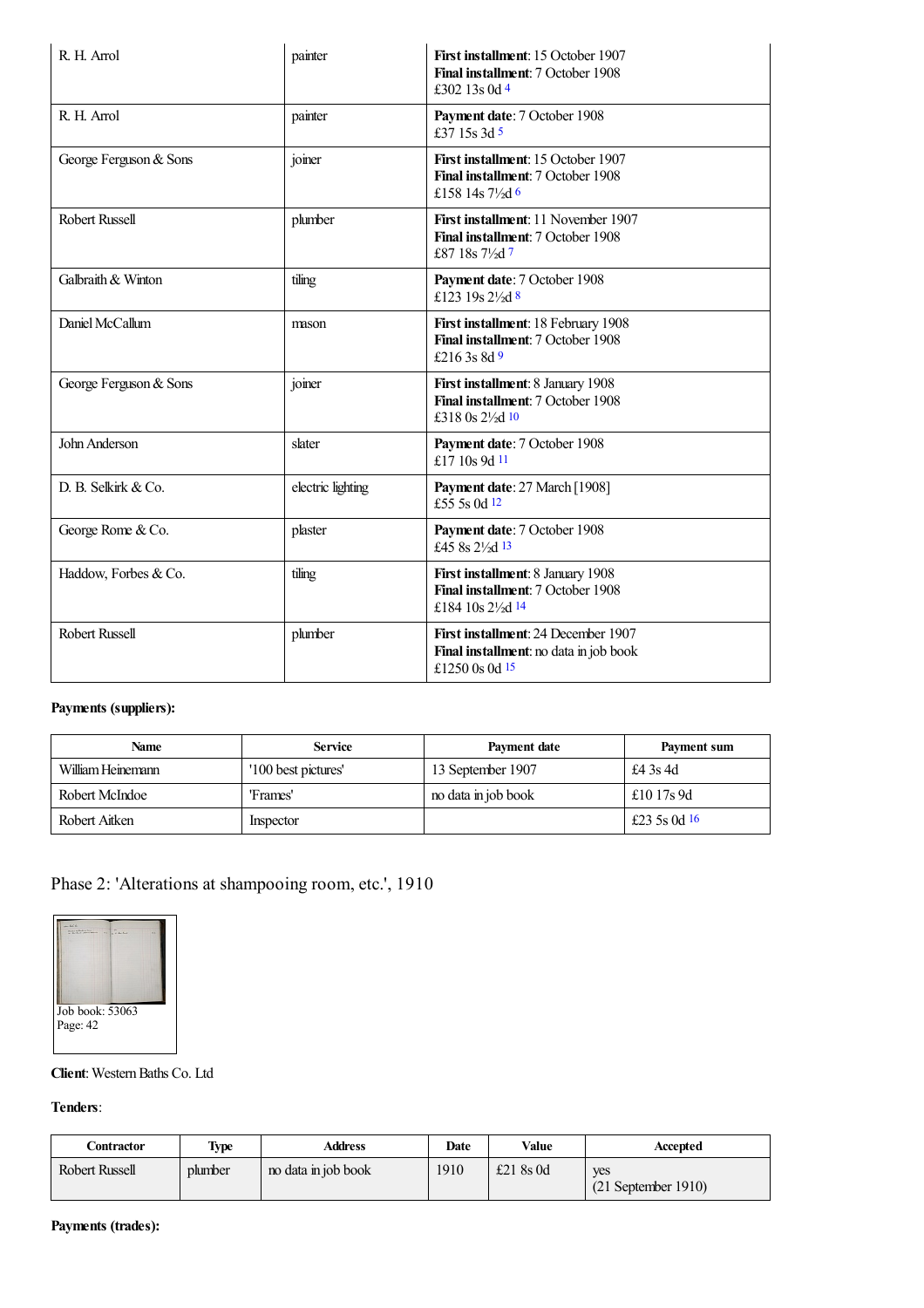| | | |
|---|---|---|
| R. H. Arrol | painter | **First installment**: 15 October 1907<br>**Final installment**: 7 October 1908<br>£302 13s 0d [4] |
| R. H. Arrol | painter | **Payment date**: 7 October 1908<br>£37 15s 3d [5] |
| George Ferguson & Sons | joiner | **First installment**: 15 October 1907<br>**Final installment**: 7 October 1908<br>£158 14s 7½d [6] |
| Robert Russell | plumber | **First installment**: 11 November 1907<br>**Final installment**: 7 October 1908<br>£87 18s 7½d [7] |
| Galbraith & Winton | tiling | **Payment date**: 7 October 1908<br>£123 19s 2½d [8] |
| Daniel McCallum | mason | **First installment**: 18 February 1908<br>**Final installment**: 7 October 1908<br>£216 3s 8d [9] |
| George Ferguson & Sons | joiner | **First installment**: 8 January 1908<br>**Final installment**: 7 October 1908<br>£318 0s 2½d [10] |
| John Anderson | slater | **Payment date**: 7 October 1908<br>£17 10s 9d [11] |
| D. B. Selkirk & Co. | electric lighting | **Payment date**: 27 March [1908]<br>£55 5s 0d [12] |
| George Rome & Co. | plaster | **Payment date**: 7 October 1908<br>£45 8s 2½d [13] |
| Haddow, Forbes & Co. | tiling | **First installment**: 8 January 1908<br>**Final installment**: 7 October 1908<br>£184 10s 2½d [14] |
| Robert Russell | plumber | **First installment**: 24 December 1907<br>**Final installment**: no data in job book<br>£1250 0s 0d [15] |

**Payments (suppliers):**

| Name | Service | Payment date | Payment sum |
|---|---|---|---|
| William Heinemann | '100 best pictures' | 13 September 1907 | £4 3s 4d |
| Robert McIndoe | 'Frames' | no data in job book | £10 17s 9d |
| Robert Aitken | Inspector | | £23 5s 0d [16] |

## Phase 2: 'Alterations at shampooing room, etc.', 1910

Job book: 53063
Page: 42

**Client**: Western Baths Co. Ltd

**Tenders**:

| Contractor | Type | Address | Date | Value | Accepted |
|---|---|---|---|---|---|
| Robert Russell | plumber | no data in job book | 1910 | £21 8s 0d | yes<br>(21 September 1910) |

**Payments (trades):**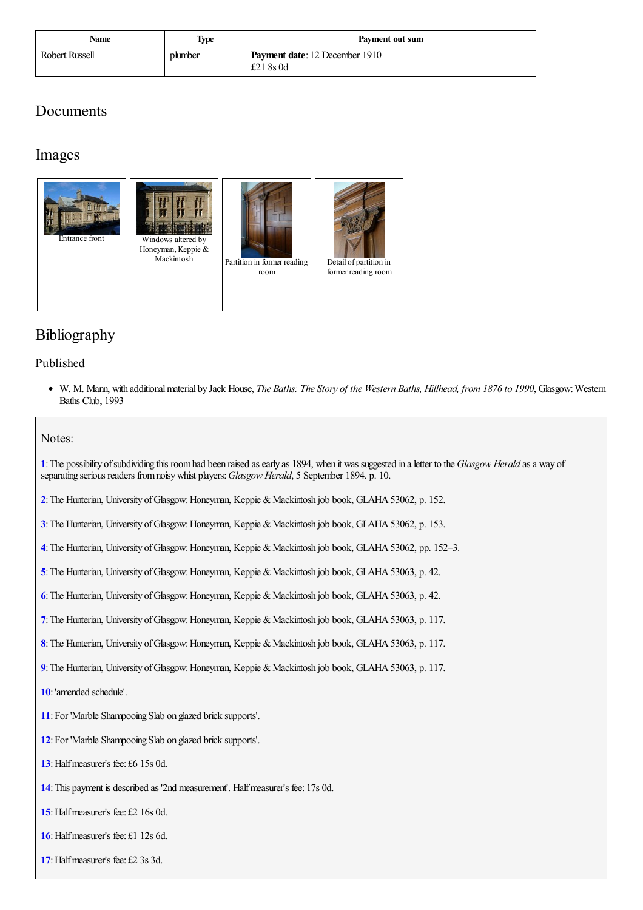| Name | Type | Payment out sum |
| --- | --- | --- |
| Robert Russell | plumber | **Payment date**: 12 December 1910<br>£21 8s 0d |

## Documents

## Images

Entrance front

Windows altered by Honeyman, Keppie & Mackintosh

Partition in former reading room

Detail of partition in former reading room

## Bibliography

### Published

- W. M. Mann, with additional material by Jack House, *The Baths: The Story of the Western Baths, Hillhead, from 1876 to 1990*, Glasgow: Western Baths Club, 1993

### Notes:

**1**: The possibility of subdividing this room had been raised as early as 1894, when it was suggested in a letter to the *Glasgow Herald* as a way of separating serious readers from noisy whist players: *Glasgow Herald*, 5 September 1894. p. 10.

**2**: The Hunterian, University of Glasgow: Honeyman, Keppie & Mackintosh job book, GLAHA 53062, p. 152.

**3**: The Hunterian, University of Glasgow: Honeyman, Keppie & Mackintosh job book, GLAHA 53062, p. 153.

**4**: The Hunterian, University of Glasgow: Honeyman, Keppie & Mackintosh job book, GLAHA 53062, pp. 152–3.

**5**: The Hunterian, University of Glasgow: Honeyman, Keppie & Mackintosh job book, GLAHA 53063, p. 42.

**6**: The Hunterian, University of Glasgow: Honeyman, Keppie & Mackintosh job book, GLAHA 53063, p. 42.

**7**: The Hunterian, University of Glasgow: Honeyman, Keppie & Mackintosh job book, GLAHA 53063, p. 117.

**8**: The Hunterian, University of Glasgow: Honeyman, Keppie & Mackintosh job book, GLAHA 53063, p. 117.

**9**: The Hunterian, University of Glasgow: Honeyman, Keppie & Mackintosh job book, GLAHA 53063, p. 117.

**10**: 'amended schedule'.

**11**: For 'Marble Shampooing Slab on glazed brick supports'.

**12**: For 'Marble Shampooing Slab on glazed brick supports'.

**13**: Half measurer's fee: £6 15s 0d.

**14**: This payment is described as '2nd measurement'. Half measurer's fee: 17s 0d.

**15**: Half measurer's fee: £2 16s 0d.

**16**: Half measurer's fee: £1 12s 6d.

**17**: Half measurer's fee: £2 3s 3d.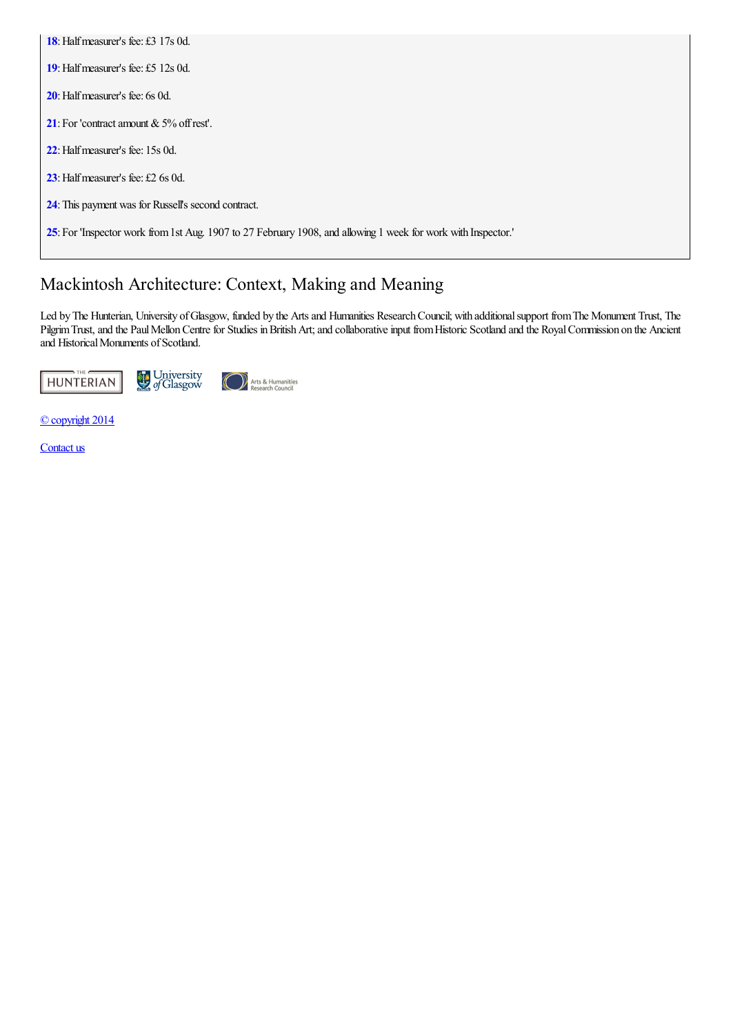18: Half measurer's fee: £3 17s 0d.

19: Half measurer's fee: £5 12s 0d.

20: Half measurer's fee: 6s 0d.

21: For 'contract amount & 5% off rest'.

22: Half measurer's fee: 15s 0d.

23: Half measurer's fee: £2 6s 0d.

24: This payment was for Russell's second contract.

25: For 'Inspector work from 1st Aug. 1907 to 27 February 1908, and allowing 1 week for work with Inspector.'

## Mackintosh Architecture: Context, Making and Meaning

Led by The Hunterian, University of Glasgow, funded by the Arts and Humanities Research Council; with additional support from The Monument Trust, The Pilgrim Trust, and the Paul Mellon Centre for Studies in British Art; and collaborative input from Historic Scotland and the Royal Commission on the Ancient and Historical Monuments of Scotland.

THE HUNTERIAN | University of Glasgow | Arts & Humanities Research Council

© copyright 2014

Contact us